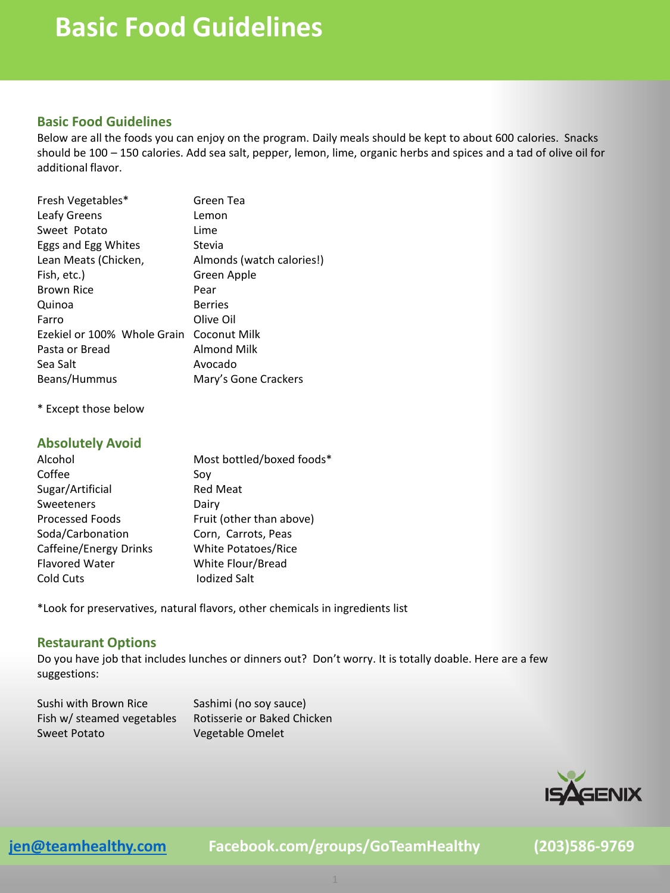# Basic Food Guidelines

## Basic Food Guidelines

Below are all the foods you can enjoy on the program. Daily meals should be kept to about 600 calories. Snacks should be 100 – 150 calories. Add sea salt, pepper, lemon, lime, organic herbs and spices and a tad of olive oil for additional flavor.

- Fresh Vegetables*
- Leafy Greens
- Sweet Potato
- Eggs and Egg Whites
- Lean Meats (Chicken, Fish, etc.)
- Brown Rice
- Quinoa
- Farro
- Ezekiel or 100% Whole Grain Pasta or Bread
- Sea Salt
- Beans/Hummus
- Green Tea
- Lemon
- Lime
- Stevia
- Almonds (watch calories!)
- Green Apple
- Pear
- Berries
- Olive Oil
- Coconut Milk
- Almond Milk
- Avocado
- Mary's Gone Crackers

* Except those below

## Absolutely Avoid

- Alcohol
- Coffee
- Sugar/Artificial Sweeteners
- Processed Foods
- Soda/Carbonation
- Caffeine/Energy Drinks
- Flavored Water
- Cold Cuts
- Most bottled/boxed foods*
- Soy
- Red Meat
- Dairy
- Fruit (other than above)
- Corn, Carrots, Peas
- White Potatoes/Rice
- White Flour/Bread
- Iodized Salt

*Look for preservatives, natural flavors, other chemicals in ingredients list

## Restaurant Options

Do you have job that includes lunches or dinners out? Don't worry. It is totally doable. Here are a few suggestions:

- Sushi with Brown Rice
- Fish w/ steamed vegetables
- Sweet Potato
- Sashimi (no soy sauce)
- Rotisserie or Baked Chicken
- Vegetable Omelet

ISAGENIX

jen@teamhealthy.com Facebook.com/groups/GoTeamHealthy (203)586-9769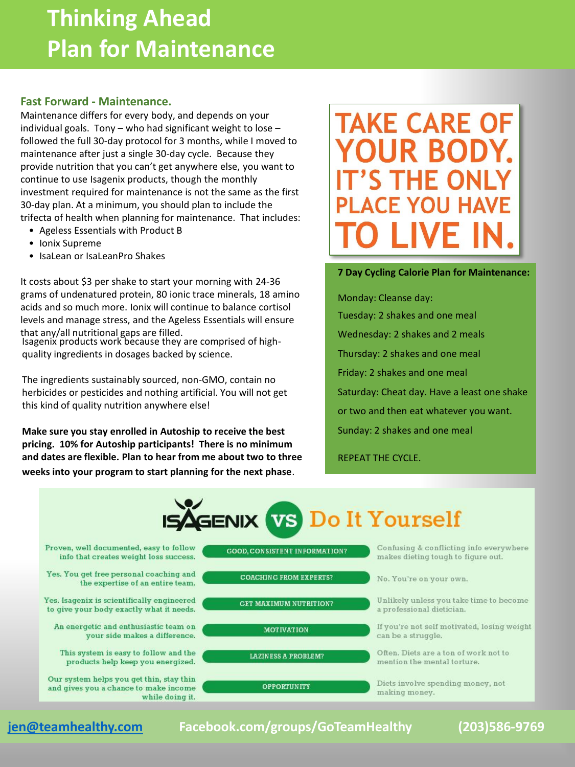# Thinking Ahead
# Plan for Maintenance

### Fast Forward - Maintenance.

Maintenance differs for every body, and depends on your individual goals. Tony – who had significant weight to lose – followed the full 30-day protocol for 3 months, while I moved to maintenance after just a single 30-day cycle. Because they provide nutrition that you can't get anywhere else, you want to continue to use Isagenix products, though the monthly investment required for maintenance is not the same as the first 30-day plan. At a minimum, you should plan to include the trifecta of health when planning for maintenance. That includes:

- Ageless Essentials with Product B
- Ionix Supreme
- IsaLean or IsaLeanPro Shakes

It costs about $3 per shake to start your morning with 24-36 grams of undenatured protein, 80 ionic trace minerals, 18 amino acids and so much more. Ionix will continue to balance cortisol levels and manage stress, and the Ageless Essentials will ensure that any/all nutritional gaps are filled.

Isagenix products work because they are comprised of high-quality ingredients in dosages backed by science.

The ingredients sustainably sourced, non-GMO, contain no herbicides or pesticides and nothing artificial. You will not get this kind of quality nutrition anywhere else!

**Make sure you stay enrolled in Autoship to receive the best pricing. 10% for Autoship participants! There is no minimum and dates are flexible. Plan to hear from me about two to three weeks into your program to start planning for the next phase**.

TAKE CARE OF YOUR BODY. IT'S THE ONLY PLACE YOU HAVE TO LIVE IN.

**7 Day Cycling Calorie Plan for Maintenance:**

Monday: Cleanse day:

Tuesday: 2 shakes and one meal

Wednesday: 2 shakes and 2 meals

Thursday: 2 shakes and one meal

Friday: 2 shakes and one meal

Saturday: Cheat day. Have a least one shake or two and then eat whatever you want.

Sunday: 2 shakes and one meal

REPEAT THE CYCLE.

## ISAGENIX VS Do It Yourself

| Isagenix | | Do It Yourself |
|---|---|---|
| Proven, well documented, easy to follow info that creates weight loss success. | GOOD, CONSISTENT INFORMATION? | Confusing & conflicting info everywhere makes dieting tough to figure out. |
| Yes. You get free personal coaching and the expertise of an entire team. | COACHING FROM EXPERTS? | No. You're on your own. |
| Yes. Isagenix is scientifically engineered to give your body exactly what it needs. | GET MAXIMUM NUTRITION? | Unlikely unless you take time to become a professional dietician. |
| An energetic and enthusiastic team on your side makes a difference. | MOTIVATION | If you're not self motivated, losing weight can be a struggle. |
| This system is easy to follow and the products help keep you energized. | LAZINESS A PROBLEM? | Often. Diets are a ton of work not to mention the mental torture. |
| Our system helps you get thin, stay thin and gives you a chance to make income while doing it. | OPPORTUNITY | Diets involve spending money, not making money. |

jen@teamhealthy.com Facebook.com/groups/GoTeamHealthy (203)586-9769